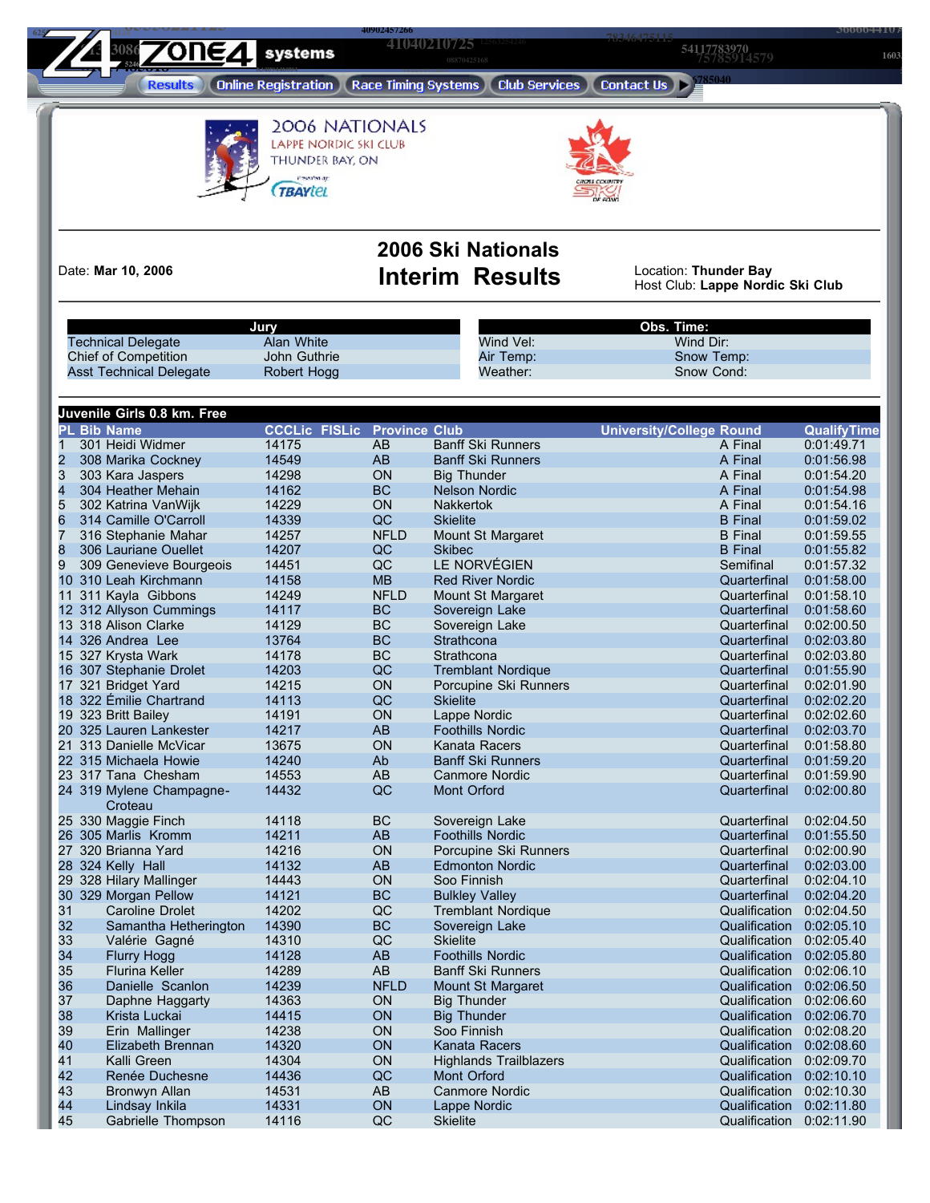Results | Online Registration | Race Timing Systems | Club Services | Contact Us

2006 NATIONALS
LAPPE NORDIC SKI CLUB
THUNDER BAY, ON

# 2006 Ski Nationals
# Interim Results

Date: **Mar 10, 2006**

Location: **Thunder Bay**
Host Club: **Lappe Nordic Ski Club**

| Jury | |
|---|---|
| Technical Delegate | Alan White |
| Chief of Competition | John Guthrie |
| Asst Technical Delegate | Robert Hogg |

| Obs. Time: | |
|---|---|
| Wind Vel: | Wind Dir: |
| Air Temp: | Snow Temp: |
| Weather: | Snow Cond: |

## Juvenile Girls 0.8 km. Free

| PL | Bib | Name | CCCLic | FISLic | Province | Club | University/College | Round | QualifyTime |
|---|---|---|---|---|---|---|---|---|---|
| 1 | 301 | Heidi Widmer | 14175 | | AB | Banff Ski Runners | | A Final | 0:01:49.71 |
| 2 | 308 | Marika Cockney | 14549 | | AB | Banff Ski Runners | | A Final | 0:01:56.98 |
| 3 | 303 | Kara Jaspers | 14298 | | ON | Big Thunder | | A Final | 0:01:54.20 |
| 4 | 304 | Heather Mehain | 14162 | | BC | Nelson Nordic | | A Final | 0:01:54.98 |
| 5 | 302 | Katrina VanWijk | 14229 | | ON | Nakkertok | | A Final | 0:01:54.16 |
| 6 | 314 | Camille O'Carroll | 14339 | | QC | Skielite | | B Final | 0:01:59.02 |
| 7 | 316 | Stephanie Mahar | 14257 | | NFLD | Mount St Margaret | | B Final | 0:01:59.55 |
| 8 | 306 | Lauriane Ouellet | 14207 | | QC | Skibec | | B Final | 0:01:55.82 |
| 9 | 309 | Genevieve Bourgeois | 14451 | | QC | LE NORVÉGIEN | | Semifinal | 0:01:57.32 |
| 10 | 310 | Leah Kirchmann | 14158 | | MB | Red River Nordic | | Quarterfinal | 0:01:58.00 |
| 11 | 311 | Kayla Gibbons | 14249 | | NFLD | Mount St Margaret | | Quarterfinal | 0:01:58.10 |
| 12 | 312 | Allyson Cummings | 14117 | | BC | Sovereign Lake | | Quarterfinal | 0:01:58.60 |
| 13 | 318 | Alison Clarke | 14129 | | BC | Sovereign Lake | | Quarterfinal | 0:02:00.50 |
| 14 | 326 | Andrea Lee | 13764 | | BC | Strathcona | | Quarterfinal | 0:02:03.80 |
| 15 | 327 | Krysta Wark | 14178 | | BC | Strathcona | | Quarterfinal | 0:02:03.80 |
| 16 | 307 | Stephanie Drolet | 14203 | | QC | Tremblant Nordique | | Quarterfinal | 0:01:55.90 |
| 17 | 321 | Bridget Yard | 14215 | | ON | Porcupine Ski Runners | | Quarterfinal | 0:02:01.90 |
| 18 | 322 | Émilie Chartrand | 14113 | | QC | Skielite | | Quarterfinal | 0:02:02.20 |
| 19 | 323 | Britt Bailey | 14191 | | ON | Lappe Nordic | | Quarterfinal | 0:02:02.60 |
| 20 | 325 | Lauren Lankester | 14217 | | AB | Foothills Nordic | | Quarterfinal | 0:02:03.70 |
| 21 | 313 | Danielle McVicar | 13675 | | ON | Kanata Racers | | Quarterfinal | 0:01:58.80 |
| 22 | 315 | Michaela Howie | 14240 | | Ab | Banff Ski Runners | | Quarterfinal | 0:01:59.20 |
| 23 | 317 | Tana Chesham | 14553 | | AB | Canmore Nordic | | Quarterfinal | 0:01:59.90 |
| 24 | 319 | Mylene Champagne-Croteau | 14432 | | QC | Mont Orford | | Quarterfinal | 0:02:00.80 |
| 25 | 330 | Maggie Finch | 14118 | | BC | Sovereign Lake | | Quarterfinal | 0:02:04.50 |
| 26 | 305 | Marlis Kromm | 14211 | | AB | Foothills Nordic | | Quarterfinal | 0:01:55.50 |
| 27 | 320 | Brianna Yard | 14216 | | ON | Porcupine Ski Runners | | Quarterfinal | 0:02:00.90 |
| 28 | 324 | Kelly Hall | 14132 | | AB | Edmonton Nordic | | Quarterfinal | 0:02:03.00 |
| 29 | 328 | Hilary Mallinger | 14443 | | ON | Soo Finnish | | Quarterfinal | 0:02:04.10 |
| 30 | 329 | Morgan Pellow | 14121 | | BC | Bulkley Valley | | Quarterfinal | 0:02:04.20 |
| 31 | | Caroline Drolet | 14202 | | QC | Tremblant Nordique | | Qualification | 0:02:04.50 |
| 32 | | Samantha Hetherington | 14390 | | BC | Sovereign Lake | | Qualification | 0:02:05.10 |
| 33 | | Valérie Gagné | 14310 | | QC | Skielite | | Qualification | 0:02:05.40 |
| 34 | | Flurry Hogg | 14128 | | AB | Foothills Nordic | | Qualification | 0:02:05.80 |
| 35 | | Flurina Keller | 14289 | | AB | Banff Ski Runners | | Qualification | 0:02:06.10 |
| 36 | | Danielle Scanlon | 14239 | | NFLD | Mount St Margaret | | Qualification | 0:02:06.50 |
| 37 | | Daphne Haggarty | 14363 | | ON | Big Thunder | | Qualification | 0:02:06.60 |
| 38 | | Krista Luckai | 14415 | | ON | Big Thunder | | Qualification | 0:02:06.70 |
| 39 | | Erin Mallinger | 14238 | | ON | Soo Finnish | | Qualification | 0:02:08.20 |
| 40 | | Elizabeth Brennan | 14320 | | ON | Kanata Racers | | Qualification | 0:02:08.60 |
| 41 | | Kalli Green | 14304 | | ON | Highlands Trailblazers | | Qualification | 0:02:09.70 |
| 42 | | Renée Duchesne | 14436 | | QC | Mont Orford | | Qualification | 0:02:10.10 |
| 43 | | Bronwyn Allan | 14531 | | AB | Canmore Nordic | | Qualification | 0:02:10.30 |
| 44 | | Lindsay Inkila | 14331 | | ON | Lappe Nordic | | Qualification | 0:02:11.80 |
| 45 | | Gabrielle Thompson | 14116 | | QC | Skielite | | Qualification | 0:02:11.90 |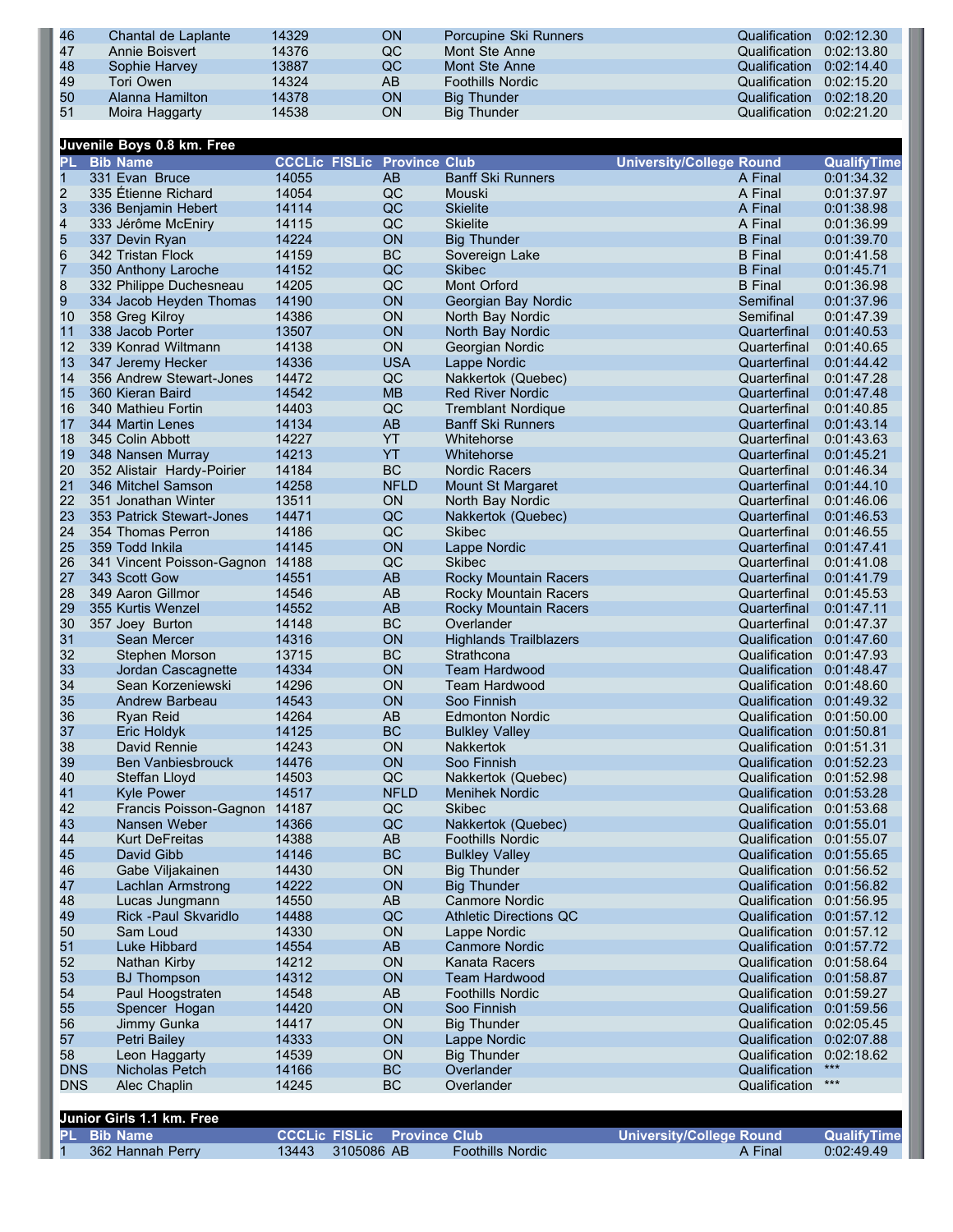| 46 | Chantal de Laplante | 14329 | | ON | Porcupine Ski Runners | | Qualification | 0:02:12.30 |
|---|---|---|---|---|---|---|---|---|
| 47 | Annie Boisvert | 14376 | | QC | Mont Ste Anne | | Qualification | 0:02:13.80 |
| 48 | Sophie Harvey | 13887 | | QC | Mont Ste Anne | | Qualification | 0:02:14.40 |
| 49 | Tori Owen | 14324 | | AB | Foothills Nordic | | Qualification | 0:02:15.20 |
| 50 | Alanna Hamilton | 14378 | | ON | Big Thunder | | Qualification | 0:02:18.20 |
| 51 | Moira Haggarty | 14538 | | ON | Big Thunder | | Qualification | 0:02:21.20 |

**Juvenile Boys 0.8 km. Free**

| PL | Bib Name | CCCLic | FISLic | Province | Club | University/College | Round | QualifyTime |
|---|---|---|---|---|---|---|---|---|
| 1 | 331 Evan Bruce | 14055 | | AB | Banff Ski Runners | | A Final | 0:01:34.32 |
| 2 | 335 Étienne Richard | 14054 | | QC | Mouski | | A Final | 0:01:37.97 |
| 3 | 336 Benjamin Hebert | 14114 | | QC | Skielite | | A Final | 0:01:38.98 |
| 4 | 333 Jérôme McEniry | 14115 | | QC | Skielite | | A Final | 0:01:36.99 |
| 5 | 337 Devin Ryan | 14224 | | ON | Big Thunder | | B Final | 0:01:39.70 |
| 6 | 342 Tristan Flock | 14159 | | BC | Sovereign Lake | | B Final | 0:01:41.58 |
| 7 | 350 Anthony Laroche | 14152 | | QC | Skibec | | B Final | 0:01:45.71 |
| 8 | 332 Philippe Duchesneau | 14205 | | QC | Mont Orford | | B Final | 0:01:36.98 |
| 9 | 334 Jacob Heyden Thomas | 14190 | | ON | Georgian Bay Nordic | | Semifinal | 0:01:37.96 |
| 10 | 358 Greg Kilroy | 14386 | | ON | North Bay Nordic | | Semifinal | 0:01:47.39 |
| 11 | 338 Jacob Porter | 13507 | | ON | North Bay Nordic | | Quarterfinal | 0:01:40.53 |
| 12 | 339 Konrad Wiltmann | 14138 | | ON | Georgian Nordic | | Quarterfinal | 0:01:40.65 |
| 13 | 347 Jeremy Hecker | 14336 | | USA | Lappe Nordic | | Quarterfinal | 0:01:44.42 |
| 14 | 356 Andrew Stewart-Jones | 14472 | | QC | Nakkertok (Quebec) | | Quarterfinal | 0:01:47.28 |
| 15 | 360 Kieran Baird | 14542 | | MB | Red River Nordic | | Quarterfinal | 0:01:47.48 |
| 16 | 340 Mathieu Fortin | 14403 | | QC | Tremblant Nordique | | Quarterfinal | 0:01:40.85 |
| 17 | 344 Martin Lenes | 14134 | | AB | Banff Ski Runners | | Quarterfinal | 0:01:43.14 |
| 18 | 345 Colin Abbott | 14227 | | YT | Whitehorse | | Quarterfinal | 0:01:43.63 |
| 19 | 348 Nansen Murray | 14213 | | YT | Whitehorse | | Quarterfinal | 0:01:45.21 |
| 20 | 352 Alistair Hardy-Poirier | 14184 | | BC | Nordic Racers | | Quarterfinal | 0:01:46.34 |
| 21 | 346 Mitchel Samson | 14258 | | NFLD | Mount St Margaret | | Quarterfinal | 0:01:44.10 |
| 22 | 351 Jonathan Winter | 13511 | | ON | North Bay Nordic | | Quarterfinal | 0:01:46.06 |
| 23 | 353 Patrick Stewart-Jones | 14471 | | QC | Nakkertok (Quebec) | | Quarterfinal | 0:01:46.53 |
| 24 | 354 Thomas Perron | 14186 | | QC | Skibec | | Quarterfinal | 0:01:46.55 |
| 25 | 359 Todd Inkila | 14145 | | ON | Lappe Nordic | | Quarterfinal | 0:01:47.41 |
| 26 | 341 Vincent Poisson-Gagnon | 14188 | | QC | Skibec | | Quarterfinal | 0:01:41.08 |
| 27 | 343 Scott Gow | 14551 | | AB | Rocky Mountain Racers | | Quarterfinal | 0:01:41.79 |
| 28 | 349 Aaron Gillmor | 14546 | | AB | Rocky Mountain Racers | | Quarterfinal | 0:01:45.53 |
| 29 | 355 Kurtis Wenzel | 14552 | | AB | Rocky Mountain Racers | | Quarterfinal | 0:01:47.11 |
| 30 | 357 Joey Burton | 14148 | | BC | Overlander | | Quarterfinal | 0:01:47.37 |
| 31 | Sean Mercer | 14316 | | ON | Highlands Trailblazers | | Qualification | 0:01:47.60 |
| 32 | Stephen Morson | 13715 | | BC | Strathcona | | Qualification | 0:01:47.93 |
| 33 | Jordan Cascagnette | 14334 | | ON | Team Hardwood | | Qualification | 0:01:48.47 |
| 34 | Sean Korzeniewski | 14296 | | ON | Team Hardwood | | Qualification | 0:01:48.60 |
| 35 | Andrew Barbeau | 14543 | | ON | Soo Finnish | | Qualification | 0:01:49.32 |
| 36 | Ryan Reid | 14264 | | AB | Edmonton Nordic | | Qualification | 0:01:50.00 |
| 37 | Eric Holdyk | 14125 | | BC | Bulkley Valley | | Qualification | 0:01:50.81 |
| 38 | David Rennie | 14243 | | ON | Nakkertok | | Qualification | 0:01:51.31 |
| 39 | Ben Vanbiesbrouck | 14476 | | ON | Soo Finnish | | Qualification | 0:01:52.23 |
| 40 | Steffan Lloyd | 14503 | | QC | Nakkertok (Quebec) | | Qualification | 0:01:52.98 |
| 41 | Kyle Power | 14517 | | NFLD | Menihek Nordic | | Qualification | 0:01:53.28 |
| 42 | Francis Poisson-Gagnon | 14187 | | QC | Skibec | | Qualification | 0:01:53.68 |
| 43 | Nansen Weber | 14366 | | QC | Nakkertok (Quebec) | | Qualification | 0:01:55.01 |
| 44 | Kurt DeFreitas | 14388 | | AB | Foothills Nordic | | Qualification | 0:01:55.07 |
| 45 | David Gibb | 14146 | | BC | Bulkley Valley | | Qualification | 0:01:55.65 |
| 46 | Gabe Viljakainen | 14430 | | ON | Big Thunder | | Qualification | 0:01:56.52 |
| 47 | Lachlan Armstrong | 14222 | | ON | Big Thunder | | Qualification | 0:01:56.82 |
| 48 | Lucas Jungmann | 14550 | | AB | Canmore Nordic | | Qualification | 0:01:56.95 |
| 49 | Rick -Paul Skvaridlo | 14488 | | QC | Athletic Directions QC | | Qualification | 0:01:57.12 |
| 50 | Sam Loud | 14330 | | ON | Lappe Nordic | | Qualification | 0:01:57.12 |
| 51 | Luke Hibbard | 14554 | | AB | Canmore Nordic | | Qualification | 0:01:57.72 |
| 52 | Nathan Kirby | 14212 | | ON | Kanata Racers | | Qualification | 0:01:58.64 |
| 53 | BJ Thompson | 14312 | | ON | Team Hardwood | | Qualification | 0:01:58.87 |
| 54 | Paul Hoogstraten | 14548 | | AB | Foothills Nordic | | Qualification | 0:01:59.27 |
| 55 | Spencer Hogan | 14420 | | ON | Soo Finnish | | Qualification | 0:01:59.56 |
| 56 | Jimmy Gunka | 14417 | | ON | Big Thunder | | Qualification | 0:02:05.45 |
| 57 | Petri Bailey | 14333 | | ON | Lappe Nordic | | Qualification | 0:02:07.88 |
| 58 | Leon Haggarty | 14539 | | ON | Big Thunder | | Qualification | 0:02:18.62 |
| DNS | Nicholas Petch | 14166 | | BC | Overlander | | Qualification | *** |
| DNS | Alec Chaplin | 14245 | | BC | Overlander | | Qualification | *** |

**Junior Girls 1.1 km. Free**

| PL | Bib Name | CCCLic | FISLic | Province | Club | University/College | Round | QualifyTime |
|---|---|---|---|---|---|---|---|---|
| 1 | 362 Hannah Perry | 13443 | 3105086 | AB | Foothills Nordic | | A Final | 0:02:49.49 |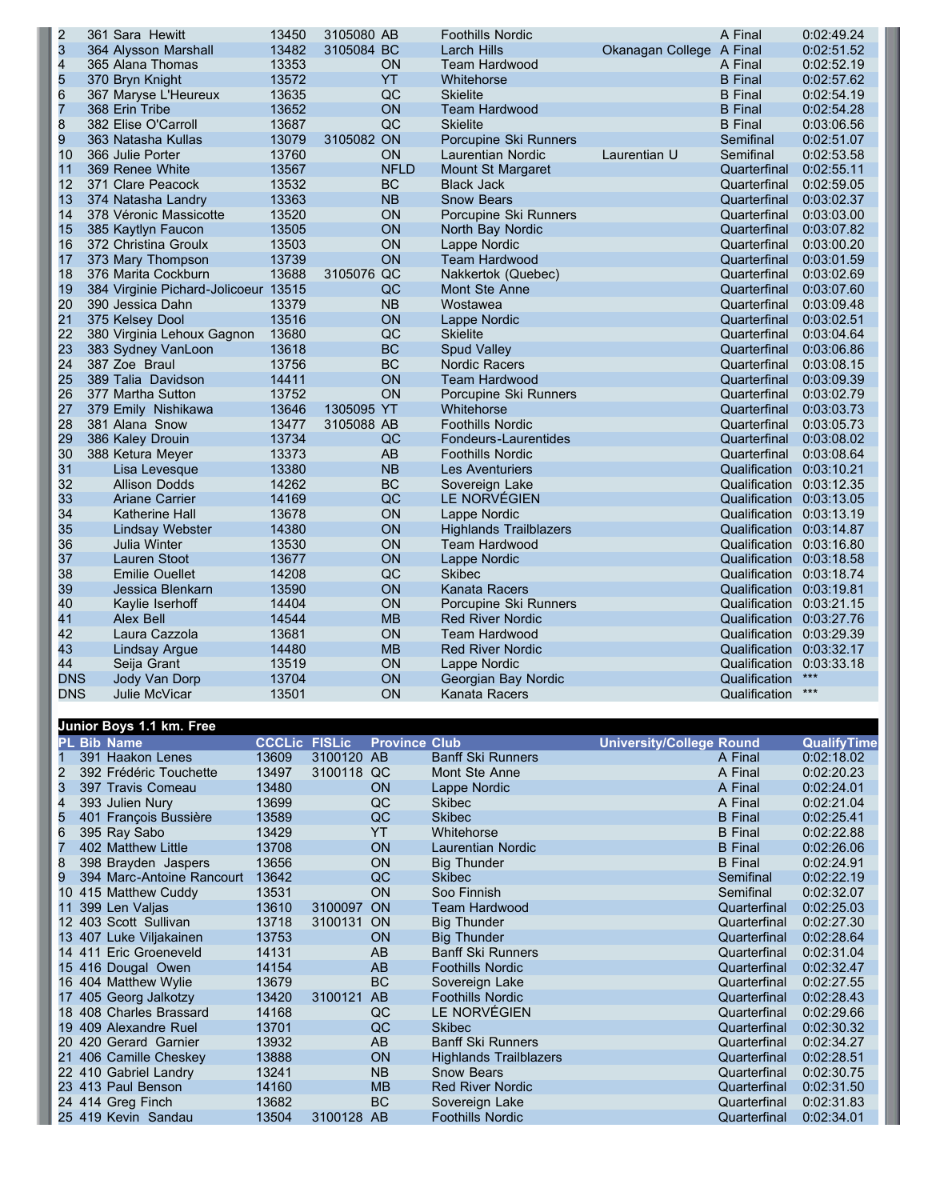| PL | Bib | Name | CCCLic | FISLic | Province | Club | University/College | Round | QualifyTime |
|---|---|---|---|---|---|---|---|---|---|
| 2 | 361 | Sara Hewitt | 13450 | 3105080 | AB | Foothills Nordic | | A Final | 0:02:49.24 |
| 3 | 364 | Alysson Marshall | 13482 | 3105084 | BC | Larch Hills | Okanagan College | A Final | 0:02:51.52 |
| 4 | 365 | Alana Thomas | 13353 | | ON | Team Hardwood | | A Final | 0:02:52.19 |
| 5 | 370 | Bryn Knight | 13572 | | YT | Whitehorse | | B Final | 0:02:57.62 |
| 6 | 367 | Maryse L'Heureux | 13635 | | QC | Skielite | | B Final | 0:02:54.19 |
| 7 | 368 | Erin Tribe | 13652 | | ON | Team Hardwood | | B Final | 0:02:54.28 |
| 8 | 382 | Elise O'Carroll | 13687 | | QC | Skielite | | B Final | 0:03:06.56 |
| 9 | 363 | Natasha Kullas | 13079 | 3105082 | ON | Porcupine Ski Runners | | Semifinal | 0:02:51.07 |
| 10 | 366 | Julie Porter | 13760 | | ON | Laurentian Nordic | Laurentian U | Semifinal | 0:02:53.58 |
| 11 | 369 | Renee White | 13567 | | NFLD | Mount St Margaret | | Quarterfinal | 0:02:55.11 |
| 12 | 371 | Clare Peacock | 13532 | | BC | Black Jack | | Quarterfinal | 0:02:59.05 |
| 13 | 374 | Natasha Landry | 13363 | | NB | Snow Bears | | Quarterfinal | 0:03:02.37 |
| 14 | 378 | Véronic Massicotte | 13520 | | ON | Porcupine Ski Runners | | Quarterfinal | 0:03:03.00 |
| 15 | 385 | Kaytlyn Faucon | 13505 | | ON | North Bay Nordic | | Quarterfinal | 0:03:07.82 |
| 16 | 372 | Christina Groulx | 13503 | | ON | Lappe Nordic | | Quarterfinal | 0:03:00.20 |
| 17 | 373 | Mary Thompson | 13739 | | ON | Team Hardwood | | Quarterfinal | 0:03:01.59 |
| 18 | 376 | Marita Cockburn | 13688 | 3105076 | QC | Nakkertok (Quebec) | | Quarterfinal | 0:03:02.69 |
| 19 | 384 | Virginie Pichard-Jolicoeur | 13515 | | QC | Mont Ste Anne | | Quarterfinal | 0:03:07.60 |
| 20 | 390 | Jessica Dahn | 13379 | | NB | Wostawea | | Quarterfinal | 0:03:09.48 |
| 21 | 375 | Kelsey Dool | 13516 | | ON | Lappe Nordic | | Quarterfinal | 0:03:02.51 |
| 22 | 380 | Virginia Lehoux Gagnon | 13680 | | QC | Skielite | | Quarterfinal | 0:03:04.64 |
| 23 | 383 | Sydney VanLoon | 13618 | | BC | Spud Valley | | Quarterfinal | 0:03:06.86 |
| 24 | 387 | Zoe Braul | 13756 | | BC | Nordic Racers | | Quarterfinal | 0:03:08.15 |
| 25 | 389 | Talia Davidson | 14411 | | ON | Team Hardwood | | Quarterfinal | 0:03:09.39 |
| 26 | 377 | Martha Sutton | 13752 | | ON | Porcupine Ski Runners | | Quarterfinal | 0:03:02.79 |
| 27 | 379 | Emily Nishikawa | 13646 | 1305095 | YT | Whitehorse | | Quarterfinal | 0:03:03.73 |
| 28 | 381 | Alana Snow | 13477 | 3105088 | AB | Foothills Nordic | | Quarterfinal | 0:03:05.73 |
| 29 | 386 | Kaley Drouin | 13734 | | QC | Fondeurs-Laurentides | | Quarterfinal | 0:03:08.02 |
| 30 | 388 | Ketura Meyer | 13373 | | AB | Foothills Nordic | | Quarterfinal | 0:03:08.64 |
| 31 | | Lisa Levesque | 13380 | | NB | Les Aventuriers | | Qualification | 0:03:10.21 |
| 32 | | Allison Dodds | 14262 | | BC | Sovereign Lake | | Qualification | 0:03:12.35 |
| 33 | | Ariane Carrier | 14169 | | QC | LE NORVÉGIEN | | Qualification | 0:03:13.05 |
| 34 | | Katherine Hall | 13678 | | ON | Lappe Nordic | | Qualification | 0:03:13.19 |
| 35 | | Lindsay Webster | 14380 | | ON | Highlands Trailblazers | | Qualification | 0:03:14.87 |
| 36 | | Julia Winter | 13530 | | ON | Team Hardwood | | Qualification | 0:03:16.80 |
| 37 | | Lauren Stoot | 13677 | | ON | Lappe Nordic | | Qualification | 0:03:18.58 |
| 38 | | Emilie Ouellet | 14208 | | QC | Skibec | | Qualification | 0:03:18.74 |
| 39 | | Jessica Blenkarn | 13590 | | ON | Kanata Racers | | Qualification | 0:03:19.81 |
| 40 | | Kaylie Iserhoff | 14404 | | ON | Porcupine Ski Runners | | Qualification | 0:03:21.15 |
| 41 | | Alex Bell | 14544 | | MB | Red River Nordic | | Qualification | 0:03:27.76 |
| 42 | | Laura Cazzola | 13681 | | ON | Team Hardwood | | Qualification | 0:03:29.39 |
| 43 | | Lindsay Argue | 14480 | | MB | Red River Nordic | | Qualification | 0:03:32.17 |
| 44 | | Seija Grant | 13519 | | ON | Lappe Nordic | | Qualification | 0:03:33.18 |
| DNS | | Jody Van Dorp | 13704 | | ON | Georgian Bay Nordic | | Qualification | *** |
| DNS | | Julie McVicar | 13501 | | ON | Kanata Racers | | Qualification | *** |

**Junior Boys 1.1 km. Free**

| PL | Bib | Name | CCCLic | FISLic | Province | Club | University/College | Round | QualifyTime |
|---|---|---|---|---|---|---|---|---|---|
| 1 | 391 | Haakon Lenes | 13609 | 3100120 | AB | Banff Ski Runners | | A Final | 0:02:18.02 |
| 2 | 392 | Frédéric Touchette | 13497 | 3100118 | QC | Mont Ste Anne | | A Final | 0:02:20.23 |
| 3 | 397 | Travis Comeau | 13480 | | ON | Lappe Nordic | | A Final | 0:02:24.01 |
| 4 | 393 | Julien Nury | 13699 | | QC | Skibec | | A Final | 0:02:21.04 |
| 5 | 401 | François Bussière | 13589 | | QC | Skibec | | B Final | 0:02:25.41 |
| 6 | 395 | Ray Sabo | 13429 | | YT | Whitehorse | | B Final | 0:02:22.88 |
| 7 | 402 | Matthew Little | 13708 | | ON | Laurentian Nordic | | B Final | 0:02:26.06 |
| 8 | 398 | Brayden Jaspers | 13656 | | ON | Big Thunder | | B Final | 0:02:24.91 |
| 9 | 394 | Marc-Antoine Rancourt | 13642 | | QC | Skibec | | Semifinal | 0:02:22.19 |
| 10 | 415 | Matthew Cuddy | 13531 | | ON | Soo Finnish | | Semifinal | 0:02:32.07 |
| 11 | 399 | Len Valjas | 13610 | 3100097 | ON | Team Hardwood | | Quarterfinal | 0:02:25.03 |
| 12 | 403 | Scott Sullivan | 13718 | 3100131 | ON | Big Thunder | | Quarterfinal | 0:02:27.30 |
| 13 | 407 | Luke Viljakainen | 13753 | | ON | Big Thunder | | Quarterfinal | 0:02:28.64 |
| 14 | 411 | Eric Groeneveld | 14131 | | AB | Banff Ski Runners | | Quarterfinal | 0:02:31.04 |
| 15 | 416 | Dougal Owen | 14154 | | AB | Foothills Nordic | | Quarterfinal | 0:02:32.47 |
| 16 | 404 | Matthew Wylie | 13679 | | BC | Sovereign Lake | | Quarterfinal | 0:02:27.55 |
| 17 | 405 | Georg Jalkotzy | 13420 | 3100121 | AB | Foothills Nordic | | Quarterfinal | 0:02:28.43 |
| 18 | 408 | Charles Brassard | 14168 | | QC | LE NORVÉGIEN | | Quarterfinal | 0:02:29.66 |
| 19 | 409 | Alexandre Ruel | 13701 | | QC | Skibec | | Quarterfinal | 0:02:30.32 |
| 20 | 420 | Gerard Garnier | 13932 | | AB | Banff Ski Runners | | Quarterfinal | 0:02:34.27 |
| 21 | 406 | Camille Cheskey | 13888 | | ON | Highlands Trailblazers | | Quarterfinal | 0:02:28.51 |
| 22 | 410 | Gabriel Landry | 13241 | | NB | Snow Bears | | Quarterfinal | 0:02:30.75 |
| 23 | 413 | Paul Benson | 14160 | | MB | Red River Nordic | | Quarterfinal | 0:02:31.50 |
| 24 | 414 | Greg Finch | 13682 | | BC | Sovereign Lake | | Quarterfinal | 0:02:31.83 |
| 25 | 419 | Kevin Sandau | 13504 | 3100128 | AB | Foothills Nordic | | Quarterfinal | 0:02:34.01 |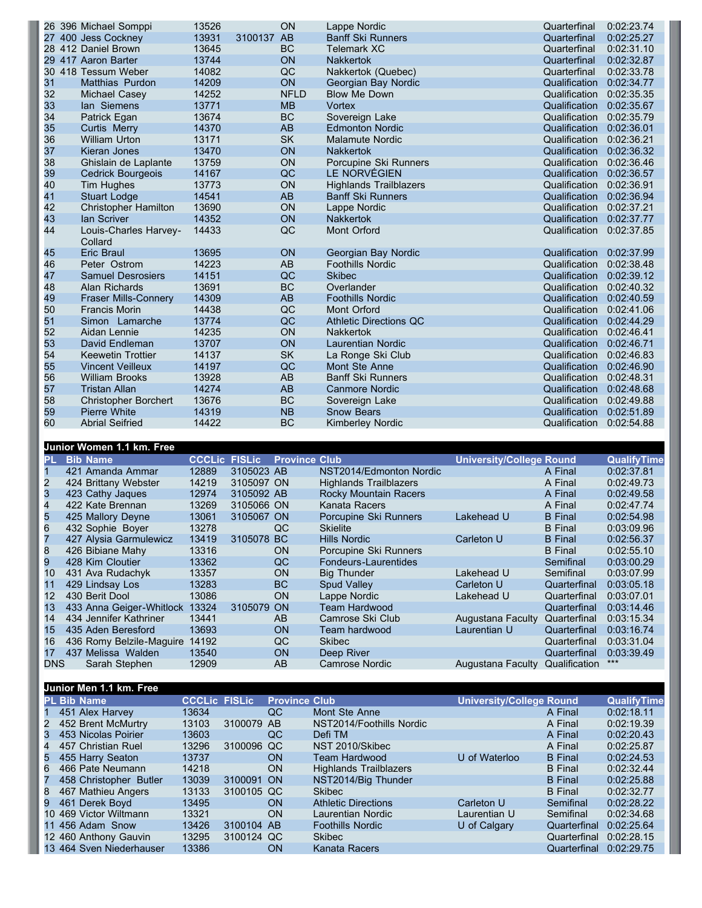| PL | Bib | Name | CCCLic | FISLic | Province | Club | University/College | Round | QualifyTime |
|---|---|---|---|---|---|---|---|---|---|
| 26 | 396 | Michael Somppi | 13526 | | ON | Lappe Nordic | | Quarterfinal | 0:02:23.74 |
| 27 | 400 | Jess Cockney | 13931 | 3100137 | AB | Banff Ski Runners | | Quarterfinal | 0:02:25.27 |
| 28 | 412 | Daniel Brown | 13645 | | BC | Telemark XC | | Quarterfinal | 0:02:31.10 |
| 29 | 417 | Aaron Barter | 13744 | | ON | Nakkertok | | Quarterfinal | 0:02:32.87 |
| 30 | 418 | Tessum Weber | 14082 | | QC | Nakkertok (Quebec) | | Quarterfinal | 0:02:33.78 |
| 31 | | Matthias Purdon | 14209 | | ON | Georgian Bay Nordic | | Qualification | 0:02:34.77 |
| 32 | | Michael Casey | 14252 | | NFLD | Blow Me Down | | Qualification | 0:02:35.35 |
| 33 | | Ian Siemens | 13771 | | MB | Vortex | | Qualification | 0:02:35.67 |
| 34 | | Patrick Egan | 13674 | | BC | Sovereign Lake | | Qualification | 0:02:35.79 |
| 35 | | Curtis Merry | 14370 | | AB | Edmonton Nordic | | Qualification | 0:02:36.01 |
| 36 | | William Urton | 13171 | | SK | Malamute Nordic | | Qualification | 0:02:36.21 |
| 37 | | Kieran Jones | 13470 | | ON | Nakkertok | | Qualification | 0:02:36.32 |
| 38 | | Ghislain de Laplante | 13759 | | ON | Porcupine Ski Runners | | Qualification | 0:02:36.46 |
| 39 | | Cedrick Bourgeois | 14167 | | QC | LE NORVÉGIEN | | Qualification | 0:02:36.57 |
| 40 | | Tim Hughes | 13773 | | ON | Highlands Trailblazers | | Qualification | 0:02:36.91 |
| 41 | | Stuart Lodge | 14541 | | AB | Banff Ski Runners | | Qualification | 0:02:36.94 |
| 42 | | Christopher Hamilton | 13690 | | ON | Lappe Nordic | | Qualification | 0:02:37.21 |
| 43 | | Ian Scriver | 14352 | | ON | Nakkertok | | Qualification | 0:02:37.77 |
| 44 | | Louis-Charles Harvey-Collard | 14433 | | QC | Mont Orford | | Qualification | 0:02:37.85 |
| 45 | | Eric Braul | 13695 | | ON | Georgian Bay Nordic | | Qualification | 0:02:37.99 |
| 46 | | Peter Ostrom | 14223 | | AB | Foothills Nordic | | Qualification | 0:02:38.48 |
| 47 | | Samuel Desrosiers | 14151 | | QC | Skibec | | Qualification | 0:02:39.12 |
| 48 | | Alan Richards | 13691 | | BC | Overlander | | Qualification | 0:02:40.32 |
| 49 | | Fraser Mills-Connery | 14309 | | AB | Foothills Nordic | | Qualification | 0:02:40.59 |
| 50 | | Francis Morin | 14438 | | QC | Mont Orford | | Qualification | 0:02:41.06 |
| 51 | | Simon Lamarche | 13774 | | QC | Athletic Directions QC | | Qualification | 0:02:44.29 |
| 52 | | Aidan Lennie | 14235 | | ON | Nakkertok | | Qualification | 0:02:46.41 |
| 53 | | David Endleman | 13707 | | ON | Laurentian Nordic | | Qualification | 0:02:46.71 |
| 54 | | Keewetin Trottier | 14137 | | SK | La Ronge Ski Club | | Qualification | 0:02:46.83 |
| 55 | | Vincent Veilleux | 14197 | | QC | Mont Ste Anne | | Qualification | 0:02:46.90 |
| 56 | | William Brooks | 13928 | | AB | Banff Ski Runners | | Qualification | 0:02:48.31 |
| 57 | | Tristan Allan | 14274 | | AB | Canmore Nordic | | Qualification | 0:02:48.68 |
| 58 | | Christopher Borchert | 13676 | | BC | Sovereign Lake | | Qualification | 0:02:49.88 |
| 59 | | Pierre White | 14319 | | NB | Snow Bears | | Qualification | 0:02:51.89 |
| 60 | | Abrial Seifried | 14422 | | BC | Kimberley Nordic | | Qualification | 0:02:54.88 |

## Junior Women 1.1 km. Free

| PL | Bib | Name | CCCLic | FISLic | Province | Club | University/College | Round | QualifyTime |
|---|---|---|---|---|---|---|---|---|---|
| 1 | 421 | Amanda Ammar | 12889 | 3105023 | AB | NST2014/Edmonton Nordic | | A Final | 0:02:37.81 |
| 2 | 424 | Brittany Webster | 14219 | 3105097 | ON | Highlands Trailblazers | | A Final | 0:02:49.73 |
| 3 | 423 | Cathy Jaques | 12974 | 3105092 | AB | Rocky Mountain Racers | | A Final | 0:02:49.58 |
| 4 | 422 | Kate Brennan | 13269 | 3105066 | ON | Kanata Racers | | A Final | 0:02:47.74 |
| 5 | 425 | Mallory Deyne | 13061 | 3105067 | ON | Porcupine Ski Runners | Lakehead U | B Final | 0:02:54.98 |
| 6 | 432 | Sophie Boyer | 13278 | | QC | Skielite | | B Final | 0:03:09.96 |
| 7 | 427 | Alysia Garmulewicz | 13419 | 3105078 | BC | Hills Nordic | Carleton U | B Final | 0:02:56.37 |
| 8 | 426 | Bibiane Mahy | 13316 | | ON | Porcupine Ski Runners | | B Final | 0:02:55.10 |
| 9 | 428 | Kim Cloutier | 13362 | | QC | Fondeurs-Laurentides | | Semifinal | 0:03:00.29 |
| 10 | 431 | Ava Rudachyk | 13357 | | ON | Big Thunder | Lakehead U | Semifinal | 0:03:07.99 |
| 11 | 429 | Lindsay Los | 13283 | | BC | Spud Valley | Carleton U | Quarterfinal | 0:03:05.18 |
| 12 | 430 | Berit Dool | 13086 | | ON | Lappe Nordic | Lakehead U | Quarterfinal | 0:03:07.01 |
| 13 | 433 | Anna Geiger-Whitlock | 13324 | 3105079 | ON | Team Hardwood | | Quarterfinal | 0:03:14.46 |
| 14 | 434 | Jennifer Kathriner | 13441 | | AB | Camrose Ski Club | Augustana Faculty | Quarterfinal | 0:03:15.34 |
| 15 | 435 | Aden Beresford | 13693 | | ON | Team hardwood | Laurentian U | Quarterfinal | 0:03:16.74 |
| 16 | 436 | Romy Belzile-Maguire | 14192 | | QC | Skibec | | Quarterfinal | 0:03:31.04 |
| 17 | 437 | Melissa Walden | 13540 | | ON | Deep River | | Quarterfinal | 0:03:39.49 |
| DNS | | Sarah Stephen | 12909 | | AB | Camrose Nordic | Augustana Faculty | Qualification | *** |

## Junior Men 1.1 km. Free

| PL | Bib | Name | CCCLic | FISLic | Province | Club | University/College | Round | QualifyTime |
|---|---|---|---|---|---|---|---|---|---|
| 1 | 451 | Alex Harvey | 13634 | | QC | Mont Ste Anne | | A Final | 0:02:18.11 |
| 2 | 452 | Brent McMurtry | 13103 | 3100079 | AB | NST2014/Foothills Nordic | | A Final | 0:02:19.39 |
| 3 | 453 | Nicolas Poirier | 13603 | | QC | Defi TM | | A Final | 0:02:20.43 |
| 4 | 457 | Christian Ruel | 13296 | 3100096 | QC | NST 2010/Skibec | | A Final | 0:02:25.87 |
| 5 | 455 | Harry Seaton | 13737 | | ON | Team Hardwood | U of Waterloo | B Final | 0:02:24.53 |
| 6 | 466 | Pate Neumann | 14218 | | ON | Highlands Trailblazers | | B Final | 0:02:32.44 |
| 7 | 458 | Christopher Butler | 13039 | 3100091 | ON | NST2014/Big Thunder | | B Final | 0:02:25.88 |
| 8 | 467 | Mathieu Angers | 13133 | 3100105 | QC | Skibec | | B Final | 0:02:32.77 |
| 9 | 461 | Derek Boyd | 13495 | | ON | Athletic Directions | Carleton U | Semifinal | 0:02:28.22 |
| 10 | 469 | Victor Wiltmann | 13321 | | ON | Laurentian Nordic | Laurentian U | Semifinal | 0:02:34.68 |
| 11 | 456 | Adam Snow | 13426 | 3100104 | AB | Foothills Nordic | U of Calgary | Quarterfinal | 0:02:25.64 |
| 12 | 460 | Anthony Gauvin | 13295 | 3100124 | QC | Skibec | | Quarterfinal | 0:02:28.15 |
| 13 | 464 | Sven Niederhauser | 13386 | | ON | Kanata Racers | | Quarterfinal | 0:02:29.75 |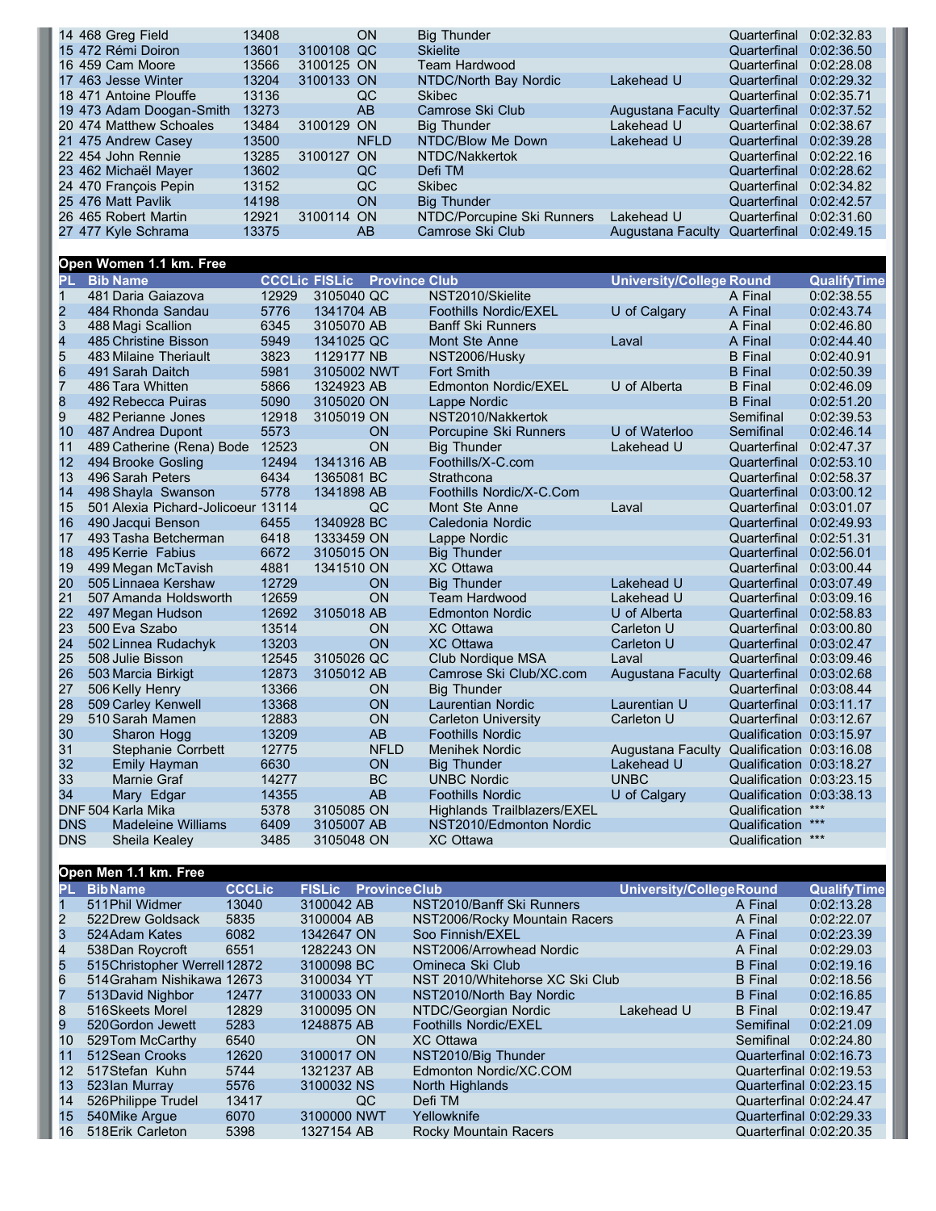| PL | Bib | Name | CCCLic | FISLic | Province | Club | University/College | Round | QualifyTime |
|---|---|---|---|---|---|---|---|---|---|
| 14 | 468 | Greg Field | 13408 | | ON | Big Thunder | | Quarterfinal | 0:02:32.83 |
| 15 | 472 | Rémi Doiron | 13601 | 3100108 | QC | Skielite | | Quarterfinal | 0:02:36.50 |
| 16 | 459 | Cam Moore | 13566 | 3100125 | ON | Team Hardwood | | Quarterfinal | 0:02:28.08 |
| 17 | 463 | Jesse Winter | 13204 | 3100133 | ON | NTDC/North Bay Nordic | Lakehead U | Quarterfinal | 0:02:29.32 |
| 18 | 471 | Antoine Plouffe | 13136 | | QC | Skibec | | Quarterfinal | 0:02:35.71 |
| 19 | 473 | Adam Doogan-Smith | 13273 | | AB | Camrose Ski Club | Augustana Faculty | Quarterfinal | 0:02:37.52 |
| 20 | 474 | Matthew Schoales | 13484 | 3100129 | ON | Big Thunder | Lakehead U | Quarterfinal | 0:02:38.67 |
| 21 | 475 | Andrew Casey | 13500 | | NFLD | NTDC/Blow Me Down | Lakehead U | Quarterfinal | 0:02:39.28 |
| 22 | 454 | John Rennie | 13285 | 3100127 | ON | NTDC/Nakkertok | | Quarterfinal | 0:02:22.16 |
| 23 | 462 | Michaël Mayer | 13602 | | QC | Defi TM | | Quarterfinal | 0:02:28.62 |
| 24 | 470 | François Pepin | 13152 | | QC | Skibec | | Quarterfinal | 0:02:34.82 |
| 25 | 476 | Matt Pavlik | 14198 | | ON | Big Thunder | | Quarterfinal | 0:02:42.57 |
| 26 | 465 | Robert Martin | 12921 | 3100114 | ON | NTDC/Porcupine Ski Runners | Lakehead U | Quarterfinal | 0:02:31.60 |
| 27 | 477 | Kyle Schrama | 13375 | | AB | Camrose Ski Club | Augustana Faculty | Quarterfinal | 0:02:49.15 |

## Open Women 1.1 km. Free

| PL | Bib | Name | CCCLic | FISLic | Province | Club | University/College | Round | QualifyTime |
|---|---|---|---|---|---|---|---|---|---|
| 1 | 481 | Daria Gaiazova | 12929 | 3105040 | QC | NST2010/Skielite | | A Final | 0:02:38.55 |
| 2 | 484 | Rhonda Sandau | 5776 | 1341704 | AB | Foothills Nordic/EXEL | U of Calgary | A Final | 0:02:43.74 |
| 3 | 488 | Magi Scallion | 6345 | 3105070 | AB | Banff Ski Runners | | A Final | 0:02:46.80 |
| 4 | 485 | Christine Bisson | 5949 | 1341025 | QC | Mont Ste Anne | Laval | A Final | 0:02:44.40 |
| 5 | 483 | Milaine Theriault | 3823 | 1129177 | NB | NST2006/Husky | | B Final | 0:02:40.91 |
| 6 | 491 | Sarah Daitch | 5981 | 3105002 | NWT | Fort Smith | | B Final | 0:02:50.39 |
| 7 | 486 | Tara Whitten | 5866 | 1324923 | AB | Edmonton Nordic/EXEL | U of Alberta | B Final | 0:02:46.09 |
| 8 | 492 | Rebecca Puiras | 5090 | 3105020 | ON | Lappe Nordic | | B Final | 0:02:51.20 |
| 9 | 482 | Perianne Jones | 12918 | 3105019 | ON | NST2010/Nakkertok | | Semifinal | 0:02:39.53 |
| 10 | 487 | Andrea Dupont | 5573 | | ON | Porcupine Ski Runners | U of Waterloo | Semifinal | 0:02:46.14 |
| 11 | 489 | Catherine (Rena) Bode | 12523 | | ON | Big Thunder | Lakehead U | Quarterfinal | 0:02:47.37 |
| 12 | 494 | Brooke Gosling | 12494 | 1341316 | AB | Foothills/X-C.com | | Quarterfinal | 0:02:53.10 |
| 13 | 496 | Sarah Peters | 6434 | 1365081 | BC | Strathcona | | Quarterfinal | 0:02:58.37 |
| 14 | 498 | Shayla Swanson | 5778 | 1341898 | AB | Foothills Nordic/X-C.Com | | Quarterfinal | 0:03:00.12 |
| 15 | 501 | Alexia Pichard-Jolicoeur | 13114 | | QC | Mont Ste Anne | Laval | Quarterfinal | 0:03:01.07 |
| 16 | 490 | Jacqui Benson | 6455 | 1340928 | BC | Caledonia Nordic | | Quarterfinal | 0:02:49.93 |
| 17 | 493 | Tasha Betcherman | 6418 | 1333459 | ON | Lappe Nordic | | Quarterfinal | 0:02:51.31 |
| 18 | 495 | Kerrie Fabius | 6672 | 3105015 | ON | Big Thunder | | Quarterfinal | 0:02:56.01 |
| 19 | 499 | Megan McTavish | 4881 | 1341510 | ON | XC Ottawa | | Quarterfinal | 0:03:00.44 |
| 20 | 505 | Linnaea Kershaw | 12729 | | ON | Big Thunder | Lakehead U | Quarterfinal | 0:03:07.49 |
| 21 | 507 | Amanda Holdsworth | 12659 | | ON | Team Hardwood | Lakehead U | Quarterfinal | 0:03:09.16 |
| 22 | 497 | Megan Hudson | 12692 | 3105018 | AB | Edmonton Nordic | U of Alberta | Quarterfinal | 0:02:58.83 |
| 23 | 500 | Eva Szabo | 13514 | | ON | XC Ottawa | Carleton U | Quarterfinal | 0:03:00.80 |
| 24 | 502 | Linnea Rudachyk | 13203 | | ON | XC Ottawa | Carleton U | Quarterfinal | 0:03:02.47 |
| 25 | 508 | Julie Bisson | 12545 | 3105026 | QC | Club Nordique MSA | Laval | Quarterfinal | 0:03:09.46 |
| 26 | 503 | Marcia Birkigt | 12873 | 3105012 | AB | Camrose Ski Club/XC.com | Augustana Faculty | Quarterfinal | 0:03:02.68 |
| 27 | 506 | Kelly Henry | 13366 | | ON | Big Thunder | | Quarterfinal | 0:03:08.44 |
| 28 | 509 | Carley Kenwell | 13368 | | ON | Laurentian Nordic | Laurentian U | Quarterfinal | 0:03:11.17 |
| 29 | 510 | Sarah Mamen | 12883 | | ON | Carleton University | Carleton U | Quarterfinal | 0:03:12.67 |
| 30 | | Sharon Hogg | 13209 | | AB | Foothills Nordic | | Qualification | 0:03:15.97 |
| 31 | | Stephanie Corrbett | 12775 | | NFLD | Menihek Nordic | Augustana Faculty | Qualification | 0:03:16.08 |
| 32 | | Emily Hayman | 6630 | | ON | Big Thunder | Lakehead U | Qualification | 0:03:18.27 |
| 33 | | Marnie Graf | 14277 | | BC | UNBC Nordic | UNBC | Qualification | 0:03:23.15 |
| 34 | | Mary Edgar | 14355 | | AB | Foothills Nordic | U of Calgary | Qualification | 0:03:38.13 |
| DNF | 504 | Karla Mika | 5378 | 3105085 | ON | Highlands Trailblazers/EXEL | | Qualification | *** |
| DNS | | Madeleine Williams | 6409 | 3105007 | AB | NST2010/Edmonton Nordic | | Qualification | *** |
| DNS | | Sheila Kealey | 3485 | 3105048 | ON | XC Ottawa | | Qualification | *** |

## Open Men 1.1 km. Free

| PL | Bib | Name | CCCLic | FISLic | Province | Club | University/College | Round | QualifyTime |
|---|---|---|---|---|---|---|---|---|---|
| 1 | 511 | Phil Widmer | 13040 | 3100042 | AB | NST2010/Banff Ski Runners | | A Final | 0:02:13.28 |
| 2 | 522 | Drew Goldsack | 5835 | 3100004 | AB | NST2006/Rocky Mountain Racers | | A Final | 0:02:22.07 |
| 3 | 524 | Adam Kates | 6082 | 1342647 | ON | Soo Finnish/EXEL | | A Final | 0:02:23.39 |
| 4 | 538 | Dan Roycroft | 6551 | 1282243 | ON | NST2006/Arrowhead Nordic | | A Final | 0:02:29.03 |
| 5 | 515 | Christopher Werrell | 12872 | 3100098 | BC | Omineca Ski Club | | B Final | 0:02:19.16 |
| 6 | 514 | Graham Nishikawa | 12673 | 3100034 | YT | NST 2010/Whitehorse XC Ski Club | | B Final | 0:02:18.56 |
| 7 | 513 | David Nighbor | 12477 | 3100033 | ON | NST2010/North Bay Nordic | | B Final | 0:02:16.85 |
| 8 | 516 | Skeets Morel | 12829 | 3100095 | ON | NTDC/Georgian Nordic | Lakehead U | B Final | 0:02:19.47 |
| 9 | 520 | Gordon Jewett | 5283 | 1248875 | AB | Foothills Nordic/EXEL | | Semifinal | 0:02:21.09 |
| 10 | 529 | Tom McCarthy | 6540 | | ON | XC Ottawa | | Semifinal | 0:02:24.80 |
| 11 | 512 | Sean Crooks | 12620 | 3100017 | ON | NST2010/Big Thunder | | Quarterfinal | 0:02:16.73 |
| 12 | 517 | Stefan Kuhn | 5744 | 1321237 | AB | Edmonton Nordic/XC.COM | | Quarterfinal | 0:02:19.53 |
| 13 | 523 | Ian Murray | 5576 | 3100032 | NS | North Highlands | | Quarterfinal | 0:02:23.15 |
| 14 | 526 | Philippe Trudel | 13417 | | QC | Defi TM | | Quarterfinal | 0:02:24.47 |
| 15 | 540 | Mike Argue | 6070 | 3100000 | NWT | Yellowknife | | Quarterfinal | 0:02:29.33 |
| 16 | 518 | Erik Carleton | 5398 | 1327154 | AB | Rocky Mountain Racers | | Quarterfinal | 0:02:20.35 |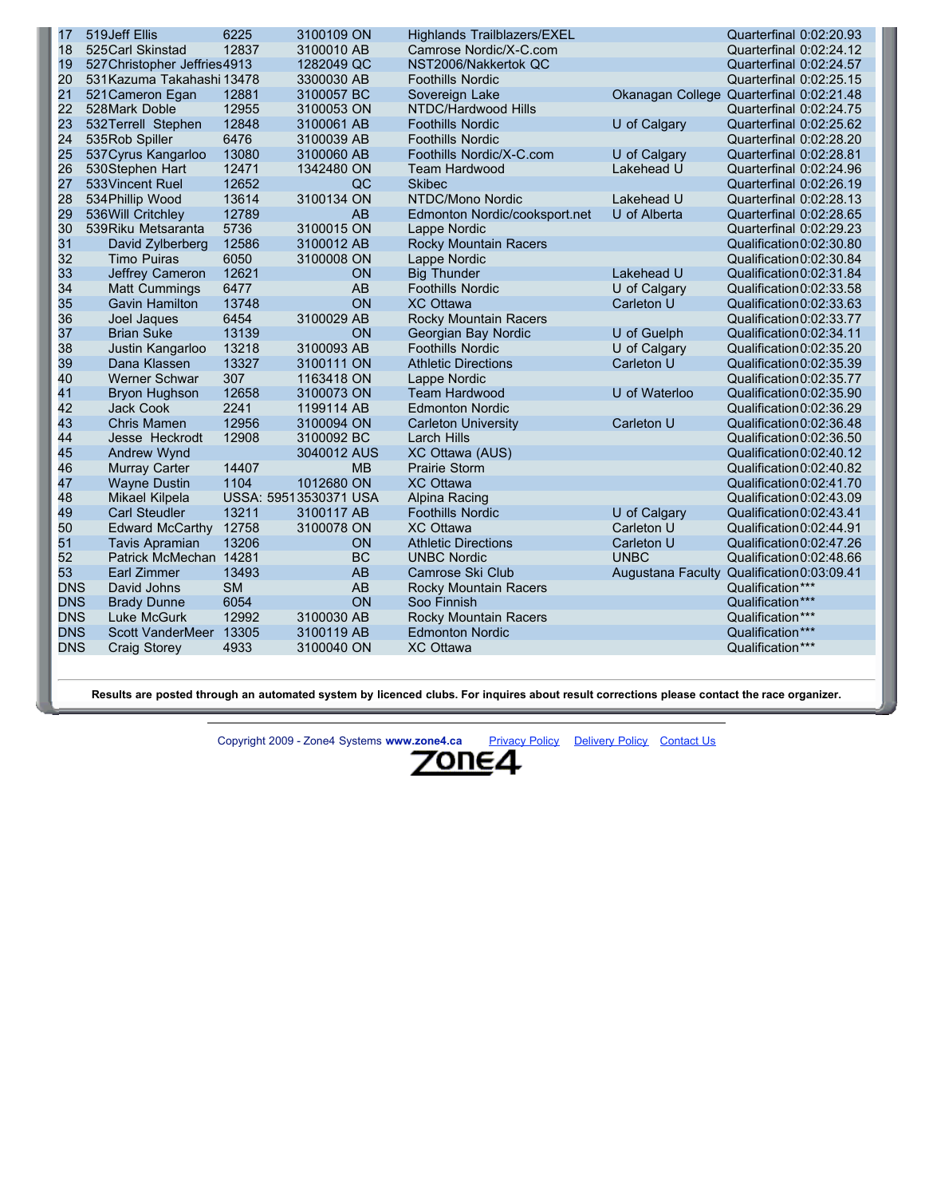| | | | | | | | | |
|---|---|---|---|---|---|---|---|---|
| 17 | 519 | Jeff Ellis | 6225 | 3100109 ON | Highlands Trailblazers/EXEL | | Quarterfinal | 0:02:20.93 |
| 18 | 525 | Carl Skinstad | 12837 | 3100010 AB | Camrose Nordic/X-C.com | | Quarterfinal | 0:02:24.12 |
| 19 | 527 | Christopher Jeffries | 4913 | 1282049 QC | NST2006/Nakkertok QC | | Quarterfinal | 0:02:24.57 |
| 20 | 531 | Kazuma Takahashi | 13478 | 3300030 AB | Foothills Nordic | | Quarterfinal | 0:02:25.15 |
| 21 | 521 | Cameron Egan | 12881 | 3100057 BC | Sovereign Lake | Okanagan College | Quarterfinal | 0:02:21.48 |
| 22 | 528 | Mark Doble | 12955 | 3100053 ON | NTDC/Hardwood Hills | | Quarterfinal | 0:02:24.75 |
| 23 | 532 | Terrell Stephen | 12848 | 3100061 AB | Foothills Nordic | U of Calgary | Quarterfinal | 0:02:25.62 |
| 24 | 535 | Rob Spiller | 6476 | 3100039 AB | Foothills Nordic | | Quarterfinal | 0:02:28.20 |
| 25 | 537 | Cyrus Kangarloo | 13080 | 3100060 AB | Foothills Nordic/X-C.com | U of Calgary | Quarterfinal | 0:02:28.81 |
| 26 | 530 | Stephen Hart | 12471 | 1342480 ON | Team Hardwood | Lakehead U | Quarterfinal | 0:02:24.96 |
| 27 | 533 | Vincent Ruel | 12652 | QC | Skibec | | Quarterfinal | 0:02:26.19 |
| 28 | 534 | Phillip Wood | 13614 | 3100134 ON | NTDC/Mono Nordic | Lakehead U | Quarterfinal | 0:02:28.13 |
| 29 | 536 | Will Critchley | 12789 | AB | Edmonton Nordic/cooksport.net | U of Alberta | Quarterfinal | 0:02:28.65 |
| 30 | 539 | Riku Metsaranta | 5736 | 3100015 ON | Lappe Nordic | | Quarterfinal | 0:02:29.23 |
| 31 | | David Zylberberg | 12586 | 3100012 AB | Rocky Mountain Racers | | Qualification | 0:02:30.80 |
| 32 | | Timo Puiras | 6050 | 3100008 ON | Lappe Nordic | | Qualification | 0:02:30.84 |
| 33 | | Jeffrey Cameron | 12621 | ON | Big Thunder | Lakehead U | Qualification | 0:02:31.84 |
| 34 | | Matt Cummings | 6477 | AB | Foothills Nordic | U of Calgary | Qualification | 0:02:33.58 |
| 35 | | Gavin Hamilton | 13748 | ON | XC Ottawa | Carleton U | Qualification | 0:02:33.63 |
| 36 | | Joel Jaques | 6454 | 3100029 AB | Rocky Mountain Racers | | Qualification | 0:02:33.77 |
| 37 | | Brian Suke | 13139 | ON | Georgian Bay Nordic | U of Guelph | Qualification | 0:02:34.11 |
| 38 | | Justin Kangarloo | 13218 | 3100093 AB | Foothills Nordic | U of Calgary | Qualification | 0:02:35.20 |
| 39 | | Dana Klassen | 13327 | 3100111 ON | Athletic Directions | Carleton U | Qualification | 0:02:35.39 |
| 40 | | Werner Schwar | 307 | 1163418 ON | Lappe Nordic | | Qualification | 0:02:35.77 |
| 41 | | Bryon Hughson | 12658 | 3100073 ON | Team Hardwood | U of Waterloo | Qualification | 0:02:35.90 |
| 42 | | Jack Cook | 2241 | 1199114 AB | Edmonton Nordic | | Qualification | 0:02:36.29 |
| 43 | | Chris Mamen | 12956 | 3100094 ON | Carleton University | Carleton U | Qualification | 0:02:36.48 |
| 44 | | Jesse Heckrodt | 12908 | 3100092 BC | Larch Hills | | Qualification | 0:02:36.50 |
| 45 | | Andrew Wynd | | 3040012 AUS | XC Ottawa (AUS) | | Qualification | 0:02:40.12 |
| 46 | | Murray Carter | 14407 | MB | Prairie Storm | | Qualification | 0:02:40.82 |
| 47 | | Wayne Dustin | 1104 | 1012680 ON | XC Ottawa | | Qualification | 0:02:41.70 |
| 48 | | Mikael Kilpela | USSA: 5951 | 3530371 USA | Alpina Racing | | Qualification | 0:02:43.09 |
| 49 | | Carl Steudler | 13211 | 3100117 AB | Foothills Nordic | U of Calgary | Qualification | 0:02:43.41 |
| 50 | | Edward McCarthy | 12758 | 3100078 ON | XC Ottawa | Carleton U | Qualification | 0:02:44.91 |
| 51 | | Tavis Apramian | 13206 | ON | Athletic Directions | Carleton U | Qualification | 0:02:47.26 |
| 52 | | Patrick McMechan | 14281 | BC | UNBC Nordic | UNBC | Qualification | 0:02:48.66 |
| 53 | | Earl Zimmer | 13493 | AB | Camrose Ski Club | Augustana Faculty | Qualification | 0:03:09.41 |
| DNS | | David Johns | SM | AB | Rocky Mountain Racers | | Qualification | *** |
| DNS | | Brady Dunne | 6054 | ON | Soo Finnish | | Qualification | *** |
| DNS | | Luke McGurk | 12992 | 3100030 AB | Rocky Mountain Racers | | Qualification | *** |
| DNS | | Scott VanderMeer | 13305 | 3100119 AB | Edmonton Nordic | | Qualification | *** |
| DNS | | Craig Storey | 4933 | 3100040 ON | XC Ottawa | | Qualification | *** |

**Results are posted through an automated system by licenced clubs. For inquires about result corrections please contact the race organizer.**

Copyright 2009 - Zone4 Systems **www.zone4.ca** Privacy Policy Delivery Policy Contact Us

Zone4